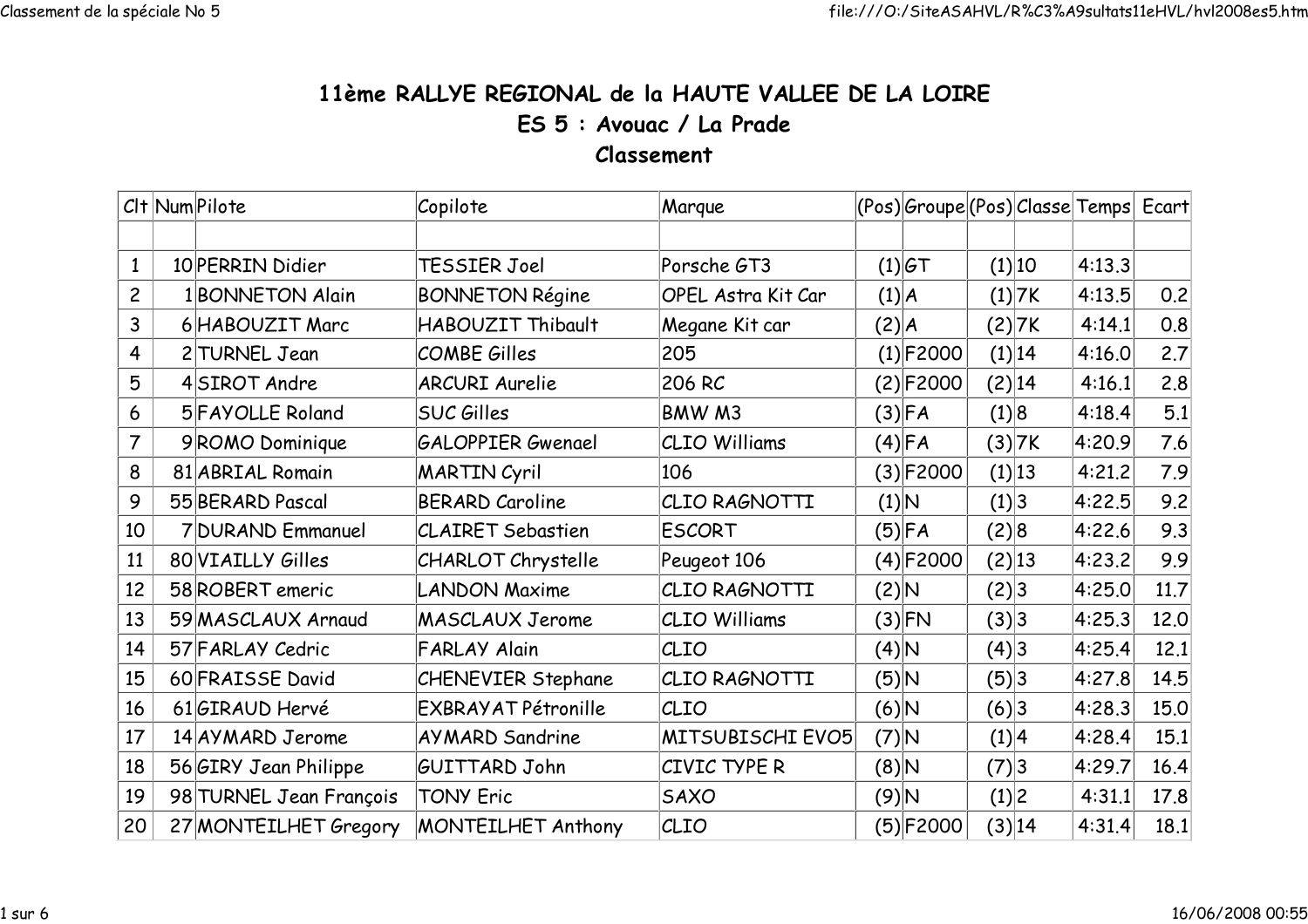# 11ème RALLYE REGIONAL de la HAUTE VALLEE DE LA LOIRE

## ES 5 : Avouac / La Prade

### Classement

| Clt | Num | Pilote | Copilote | Marque | (Pos) | Groupe | (Pos) | Classe | Temps | Ecart |
|---|---|---|---|---|---|---|---|---|---|---|
| | | | | | | | | | | |
| 1 | 10 | PERRIN Didier | TESSIER Joel | Porsche GT3 | (1) | GT | (1) | 10 | 4:13.3 | |
| 2 | 1 | BONNETON Alain | BONNETON Régine | OPEL Astra Kit Car | (1) | A | (1) | 7K | 4:13.5 | 0.2 |
| 3 | 6 | HABOUZIT Marc | HABOUZIT Thibault | Megane Kit car | (2) | A | (2) | 7K | 4:14.1 | 0.8 |
| 4 | 2 | TURNEL Jean | COMBE Gilles | 205 | (1) | F2000 | (1) | 14 | 4:16.0 | 2.7 |
| 5 | 4 | SIROT Andre | ARCURI Aurelie | 206 RC | (2) | F2000 | (2) | 14 | 4:16.1 | 2.8 |
| 6 | 5 | FAYOLLE Roland | SUC Gilles | BMW M3 | (3) | FA | (1) | 8 | 4:18.4 | 5.1 |
| 7 | 9 | ROMO Dominique | GALOPPIER Gwenael | CLIO Williams | (4) | FA | (3) | 7K | 4:20.9 | 7.6 |
| 8 | 81 | ABRIAL Romain | MARTIN Cyril | 106 | (3) | F2000 | (1) | 13 | 4:21.2 | 7.9 |
| 9 | 55 | BERARD Pascal | BERARD Caroline | CLIO RAGNOTTI | (1) | N | (1) | 3 | 4:22.5 | 9.2 |
| 10 | 7 | DURAND Emmanuel | CLAIRET Sebastien | ESCORT | (5) | FA | (2) | 8 | 4:22.6 | 9.3 |
| 11 | 80 | VIAILLY Gilles | CHARLOT Chrystelle | Peugeot 106 | (4) | F2000 | (2) | 13 | 4:23.2 | 9.9 |
| 12 | 58 | ROBERT emeric | LANDON Maxime | CLIO RAGNOTTI | (2) | N | (2) | 3 | 4:25.0 | 11.7 |
| 13 | 59 | MASCLAUX Arnaud | MASCLAUX Jerome | CLIO Williams | (3) | FN | (3) | 3 | 4:25.3 | 12.0 |
| 14 | 57 | FARLAY Cedric | FARLAY Alain | CLIO | (4) | N | (4) | 3 | 4:25.4 | 12.1 |
| 15 | 60 | FRAISSE David | CHENEVIER Stephane | CLIO RAGNOTTI | (5) | N | (5) | 3 | 4:27.8 | 14.5 |
| 16 | 61 | GIRAUD Hervé | EXBRAYAT Pétronille | CLIO | (6) | N | (6) | 3 | 4:28.3 | 15.0 |
| 17 | 14 | AYMARD Jerome | AYMARD Sandrine | MITSUBISCHI EVO5 | (7) | N | (1) | 4 | 4:28.4 | 15.1 |
| 18 | 56 | GIRY Jean Philippe | GUITTARD John | CIVIC TYPE R | (8) | N | (7) | 3 | 4:29.7 | 16.4 |
| 19 | 98 | TURNEL Jean François | TONY Eric | SAXO | (9) | N | (1) | 2 | 4:31.1 | 17.8 |
| 20 | 27 | MONTEILHET Gregory | MONTEILHET Anthony | CLIO | (5) | F2000 | (3) | 14 | 4:31.4 | 18.1 |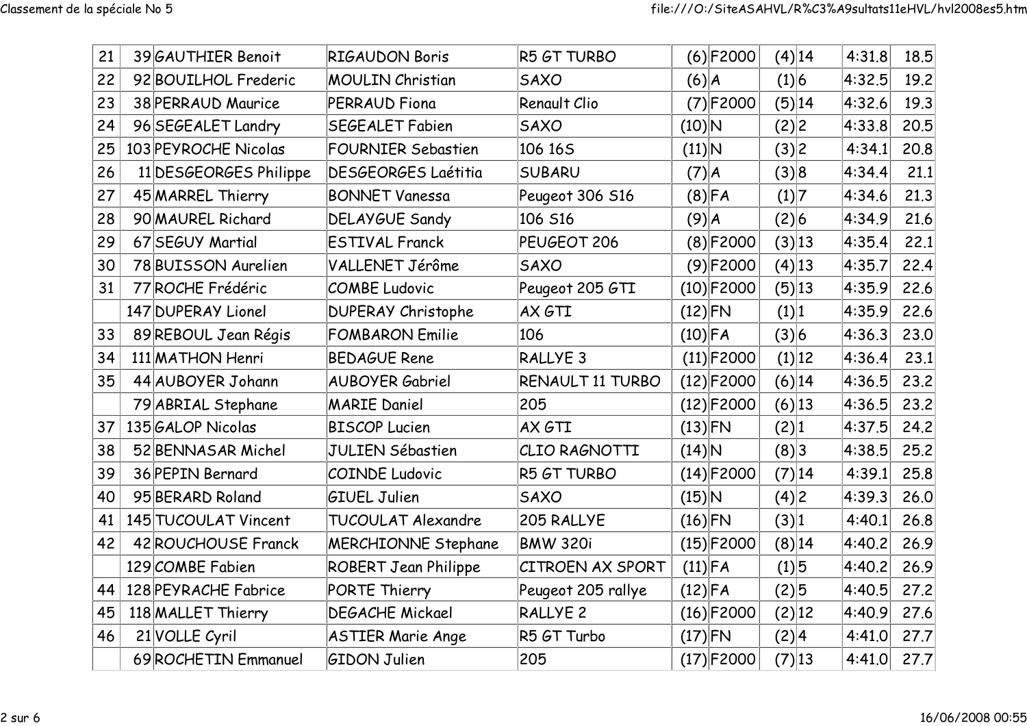| | | | | | | | | | |
|---|---|---|---|---|---|---|---|---|---|
| 21 | 39 | GAUTHIER Benoit | RIGAUDON Boris | R5 GT TURBO | (6) | F2000 | (4) 14 | 4:31.8 | 18.5 |
| 22 | 92 | BOUILHOL Frederic | MOULIN Christian | SAXO | (6) | A | (1) 6 | 4:32.5 | 19.2 |
| 23 | 38 | PERRAUD Maurice | PERRAUD Fiona | Renault Clio | (7) | F2000 | (5) 14 | 4:32.6 | 19.3 |
| 24 | 96 | SEGEALET Landry | SEGEALET Fabien | SAXO | (10) | N | (2) 2 | 4:33.8 | 20.5 |
| 25 | 103 | PEYROCHE Nicolas | FOURNIER Sebastien | 106 16S | (11) | N | (3) 2 | 4:34.1 | 20.8 |
| 26 | 11 | DESGEORGES Philippe | DESGEORGES Laétitia | SUBARU | (7) | A | (3) 8 | 4:34.4 | 21.1 |
| 27 | 45 | MARREL Thierry | BONNET Vanessa | Peugeot 306 S16 | (8) | FA | (1) 7 | 4:34.6 | 21.3 |
| 28 | 90 | MAUREL Richard | DELAYGUE Sandy | 106 S16 | (9) | A | (2) 6 | 4:34.9 | 21.6 |
| 29 | 67 | SEGUY Martial | ESTIVAL Franck | PEUGEOT 206 | (8) | F2000 | (3) 13 | 4:35.4 | 22.1 |
| 30 | 78 | BUISSON Aurelien | VALLENET Jérôme | SAXO | (9) | F2000 | (4) 13 | 4:35.7 | 22.4 |
| 31 | 77 | ROCHE Frédéric | COMBE Ludovic | Peugeot 205 GTI | (10) | F2000 | (5) 13 | 4:35.9 | 22.6 |
| | 147 | DUPERAY Lionel | DUPERAY Christophe | AX GTI | (12) | FN | (1) 1 | 4:35.9 | 22.6 |
| 33 | 89 | REBOUL Jean Régis | FOMBARON Emilie | 106 | (10) | FA | (3) 6 | 4:36.3 | 23.0 |
| 34 | 111 | MATHON Henri | BEDAGUE Rene | RALLYE 3 | (11) | F2000 | (1) 12 | 4:36.4 | 23.1 |
| 35 | 44 | AUBOYER Johann | AUBOYER Gabriel | RENAULT 11 TURBO | (12) | F2000 | (6) 14 | 4:36.5 | 23.2 |
| | 79 | ABRIAL Stephane | MARIE Daniel | 205 | (12) | F2000 | (6) 13 | 4:36.5 | 23.2 |
| 37 | 135 | GALOP Nicolas | BISCOP Lucien | AX GTI | (13) | FN | (2) 1 | 4:37.5 | 24.2 |
| 38 | 52 | BENNASAR Michel | JULIEN Sébastien | CLIO RAGNOTTI | (14) | N | (8) 3 | 4:38.5 | 25.2 |
| 39 | 36 | PEPIN Bernard | COINDE Ludovic | R5 GT TURBO | (14) | F2000 | (7) 14 | 4:39.1 | 25.8 |
| 40 | 95 | BERARD Roland | GIUEL Julien | SAXO | (15) | N | (4) 2 | 4:39.3 | 26.0 |
| 41 | 145 | TUCOULAT Vincent | TUCOULAT Alexandre | 205 RALLYE | (16) | FN | (3) 1 | 4:40.1 | 26.8 |
| 42 | 42 | ROUCHOUSE Franck | MERCHIONNE Stephane | BMW 320i | (15) | F2000 | (8) 14 | 4:40.2 | 26.9 |
| | 129 | COMBE Fabien | ROBERT Jean Philippe | CITROEN AX SPORT | (11) | FA | (1) 5 | 4:40.2 | 26.9 |
| 44 | 128 | PEYRACHE Fabrice | PORTE Thierry | Peugeot 205 rallye | (12) | FA | (2) 5 | 4:40.5 | 27.2 |
| 45 | 118 | MALLET Thierry | DEGACHE Mickael | RALLYE 2 | (16) | F2000 | (2) 12 | 4:40.9 | 27.6 |
| 46 | 21 | VOLLE Cyril | ASTIER Marie Ange | R5 GT Turbo | (17) | FN | (2) 4 | 4:41.0 | 27.7 |
| | 69 | ROCHETIN Emmanuel | GIDON Julien | 205 | (17) | F2000 | (7) 13 | 4:41.0 | 27.7 |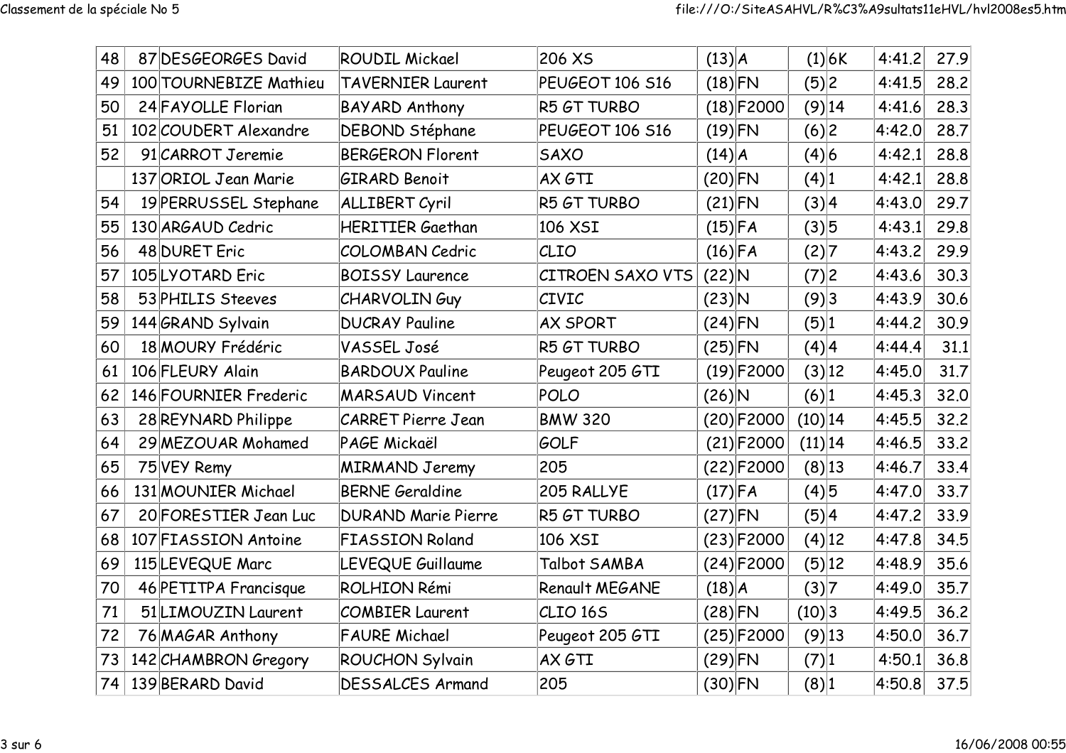| | | | | | | | | | | | |
|---|---|---|---|---|---|---|---|---|---|---|---|
| 48 | 87 | DESGEORGES David | ROUDIL Mickael | 206 XS | (13) | A | (1) | 6K | 4:41.2 | 27.9 |
| 49 | 100 | TOURNEBIZE Mathieu | TAVERNIER Laurent | PEUGEOT 106 S16 | (18) | FN | (5) | 2 | 4:41.5 | 28.2 |
| 50 | 24 | FAYOLLE Florian | BAYARD Anthony | R5 GT TURBO | (18) | F2000 | (9) | 14 | 4:41.6 | 28.3 |
| 51 | 102 | COUDERT Alexandre | DEBOND Stéphane | PEUGEOT 106 S16 | (19) | FN | (6) | 2 | 4:42.0 | 28.7 |
| 52 | 91 | CARROT Jeremie | BERGERON Florent | SAXO | (14) | A | (4) | 6 | 4:42.1 | 28.8 |
| | 137 | ORIOL Jean Marie | GIRARD Benoit | AX GTI | (20) | FN | (4) | 1 | 4:42.1 | 28.8 |
| 54 | 19 | PERRUSSEL Stephane | ALLIBERT Cyril | R5 GT TURBO | (21) | FN | (3) | 4 | 4:43.0 | 29.7 |
| 55 | 130 | ARGAUD Cedric | HERITIER Gaethan | 106 XSI | (15) | FA | (3) | 5 | 4:43.1 | 29.8 |
| 56 | 48 | DURET Eric | COLOMBAN Cedric | CLIO | (16) | FA | (2) | 7 | 4:43.2 | 29.9 |
| 57 | 105 | LYOTARD Eric | BOISSY Laurence | CITROEN SAXO VTS | (22) | N | (7) | 2 | 4:43.6 | 30.3 |
| 58 | 53 | PHILIS Steeves | CHARVOLIN Guy | CIVIC | (23) | N | (9) | 3 | 4:43.9 | 30.6 |
| 59 | 144 | GRAND Sylvain | DUCRAY Pauline | AX SPORT | (24) | FN | (5) | 1 | 4:44.2 | 30.9 |
| 60 | 18 | MOURY Frédéric | VASSEL José | R5 GT TURBO | (25) | FN | (4) | 4 | 4:44.4 | 31.1 |
| 61 | 106 | FLEURY Alain | BARDOUX Pauline | Peugeot 205 GTI | (19) | F2000 | (3) | 12 | 4:45.0 | 31.7 |
| 62 | 146 | FOURNIER Frederic | MARSAUD Vincent | POLO | (26) | N | (6) | 1 | 4:45.3 | 32.0 |
| 63 | 28 | REYNARD Philippe | CARRET Pierre Jean | BMW 320 | (20) | F2000 | (10) | 14 | 4:45.5 | 32.2 |
| 64 | 29 | MEZOUAR Mohamed | PAGE Mickaël | GOLF | (21) | F2000 | (11) | 14 | 4:46.5 | 33.2 |
| 65 | 75 | VEY Remy | MIRMAND Jeremy | 205 | (22) | F2000 | (8) | 13 | 4:46.7 | 33.4 |
| 66 | 131 | MOUNIER Michael | BERNE Geraldine | 205 RALLYE | (17) | FA | (4) | 5 | 4:47.0 | 33.7 |
| 67 | 20 | FORESTIER Jean Luc | DURAND Marie Pierre | R5 GT TURBO | (27) | FN | (5) | 4 | 4:47.2 | 33.9 |
| 68 | 107 | FIASSION Antoine | FIASSION Roland | 106 XSI | (23) | F2000 | (4) | 12 | 4:47.8 | 34.5 |
| 69 | 115 | LEVEQUE Marc | LEVEQUE Guillaume | Talbot SAMBA | (24) | F2000 | (5) | 12 | 4:48.9 | 35.6 |
| 70 | 46 | PETITPA Francisque | ROLHION Rémi | Renault MEGANE | (18) | A | (3) | 7 | 4:49.0 | 35.7 |
| 71 | 51 | LIMOUZIN Laurent | COMBIER Laurent | CLIO 16S | (28) | FN | (10) | 3 | 4:49.5 | 36.2 |
| 72 | 76 | MAGAR Anthony | FAURE Michael | Peugeot 205 GTI | (25) | F2000 | (9) | 13 | 4:50.0 | 36.7 |
| 73 | 142 | CHAMBRON Gregory | ROUCHON Sylvain | AX GTI | (29) | FN | (7) | 1 | 4:50.1 | 36.8 |
| 74 | 139 | BERARD David | DESSALCES Armand | 205 | (30) | FN | (8) | 1 | 4:50.8 | 37.5 |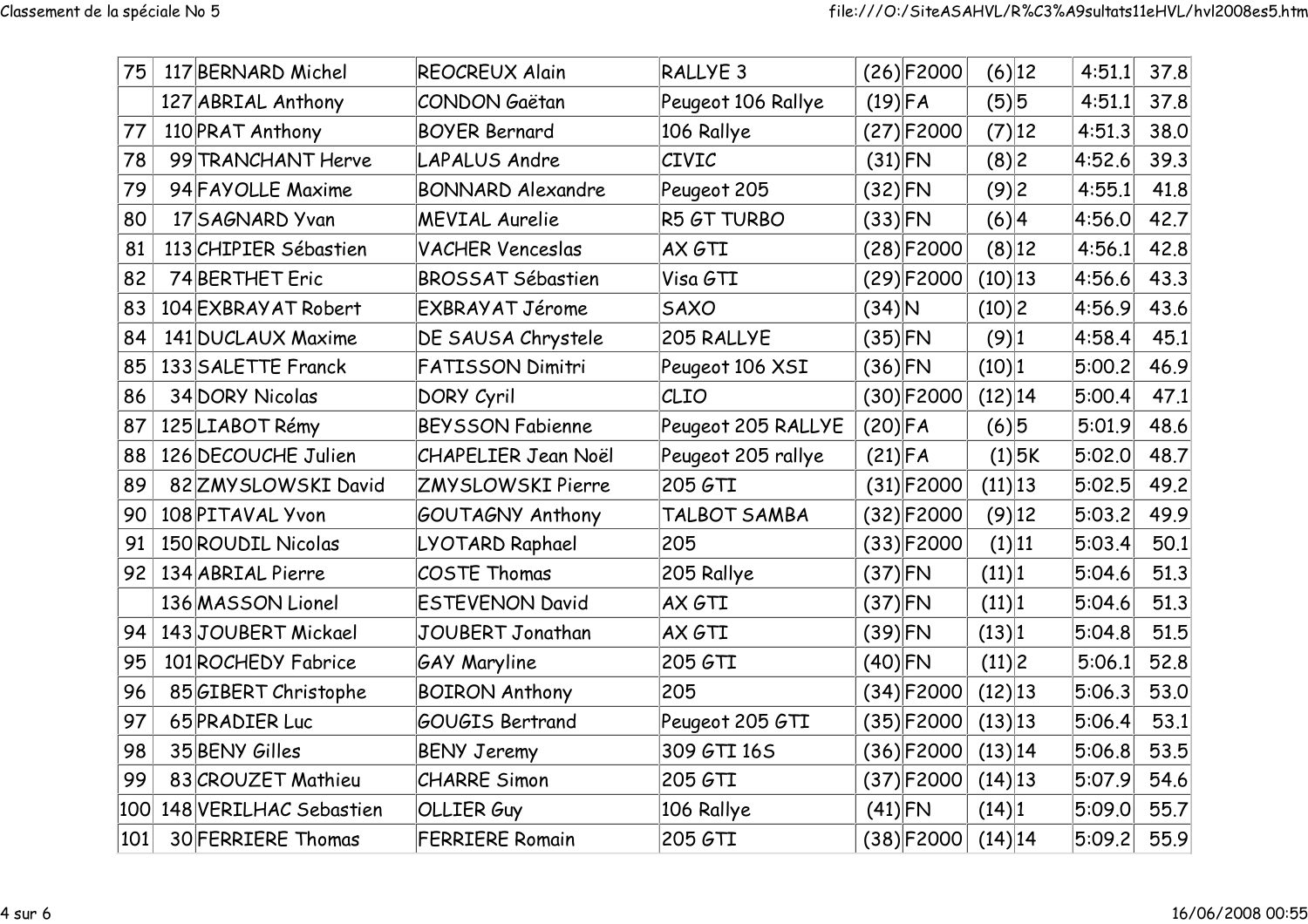| | | | | | | | | | | | |
|---|---|---|---|---|---|---|---|---|---|---|---|
| 75 | 117 | BERNARD Michel | REOCREUX Alain | RALLYE 3 | (26) | F2000 | (6) | 12 | 4:51.1 | 37.8 |
| | 127 | ABRIAL Anthony | CONDON Gaëtan | Peugeot 106 Rallye | (19) | FA | (5) | 5 | 4:51.1 | 37.8 |
| 77 | 110 | PRAT Anthony | BOYER Bernard | 106 Rallye | (27) | F2000 | (7) | 12 | 4:51.3 | 38.0 |
| 78 | 99 | TRANCHANT Herve | LAPALUS Andre | CIVIC | (31) | FN | (8) | 2 | 4:52.6 | 39.3 |
| 79 | 94 | FAYOLLE Maxime | BONNARD Alexandre | Peugeot 205 | (32) | FN | (9) | 2 | 4:55.1 | 41.8 |
| 80 | 17 | SAGNARD Yvan | MEVIAL Aurelie | R5 GT TURBO | (33) | FN | (6) | 4 | 4:56.0 | 42.7 |
| 81 | 113 | CHIPIER Sébastien | VACHER Venceslas | AX GTI | (28) | F2000 | (8) | 12 | 4:56.1 | 42.8 |
| 82 | 74 | BERTHET Eric | BROSSAT Sébastien | Visa GTI | (29) | F2000 | (10) | 13 | 4:56.6 | 43.3 |
| 83 | 104 | EXBRAYAT Robert | EXBRAYAT Jérome | SAXO | (34) | N | (10) | 2 | 4:56.9 | 43.6 |
| 84 | 141 | DUCLAUX Maxime | DE SAUSA Chrystele | 205 RALLYE | (35) | FN | (9) | 1 | 4:58.4 | 45.1 |
| 85 | 133 | SALETTE Franck | FATISSON Dimitri | Peugeot 106 XSI | (36) | FN | (10) | 1 | 5:00.2 | 46.9 |
| 86 | 34 | DORY Nicolas | DORY Cyril | CLIO | (30) | F2000 | (12) | 14 | 5:00.4 | 47.1 |
| 87 | 125 | LIABOT Rémy | BEYSSON Fabienne | Peugeot 205 RALLYE | (20) | FA | (6) | 5 | 5:01.9 | 48.6 |
| 88 | 126 | DECOUCHE Julien | CHAPELIER Jean Noël | Peugeot 205 rallye | (21) | FA | (1) | 5K | 5:02.0 | 48.7 |
| 89 | 82 | ZMYSLOWSKI David | ZMYSLOWSKI Pierre | 205 GTI | (31) | F2000 | (11) | 13 | 5:02.5 | 49.2 |
| 90 | 108 | PITAVAL Yvon | GOUTAGNY Anthony | TALBOT SAMBA | (32) | F2000 | (9) | 12 | 5:03.2 | 49.9 |
| 91 | 150 | ROUDIL Nicolas | LYOTARD Raphael | 205 | (33) | F2000 | (1) | 11 | 5:03.4 | 50.1 |
| 92 | 134 | ABRIAL Pierre | COSTE Thomas | 205 Rallye | (37) | FN | (11) | 1 | 5:04.6 | 51.3 |
| | 136 | MASSON Lionel | ESTEVENON David | AX GTI | (37) | FN | (11) | 1 | 5:04.6 | 51.3 |
| 94 | 143 | JOUBERT Mickael | JOUBERT Jonathan | AX GTI | (39) | FN | (13) | 1 | 5:04.8 | 51.5 |
| 95 | 101 | ROCHEDY Fabrice | GAY Maryline | 205 GTI | (40) | FN | (11) | 2 | 5:06.1 | 52.8 |
| 96 | 85 | GIBERT Christophe | BOIRON Anthony | 205 | (34) | F2000 | (12) | 13 | 5:06.3 | 53.0 |
| 97 | 65 | PRADIER Luc | GOUGIS Bertrand | Peugeot 205 GTI | (35) | F2000 | (13) | 13 | 5:06.4 | 53.1 |
| 98 | 35 | BENY Gilles | BENY Jeremy | 309 GTI 16S | (36) | F2000 | (13) | 14 | 5:06.8 | 53.5 |
| 99 | 83 | CROUZET Mathieu | CHARRE Simon | 205 GTI | (37) | F2000 | (14) | 13 | 5:07.9 | 54.6 |
| 100 | 148 | VERILHAC Sebastien | OLLIER Guy | 106 Rallye | (41) | FN | (14) | 1 | 5:09.0 | 55.7 |
| 101 | 30 | FERRIERE Thomas | FERRIERE Romain | 205 GTI | (38) | F2000 | (14) | 14 | 5:09.2 | 55.9 |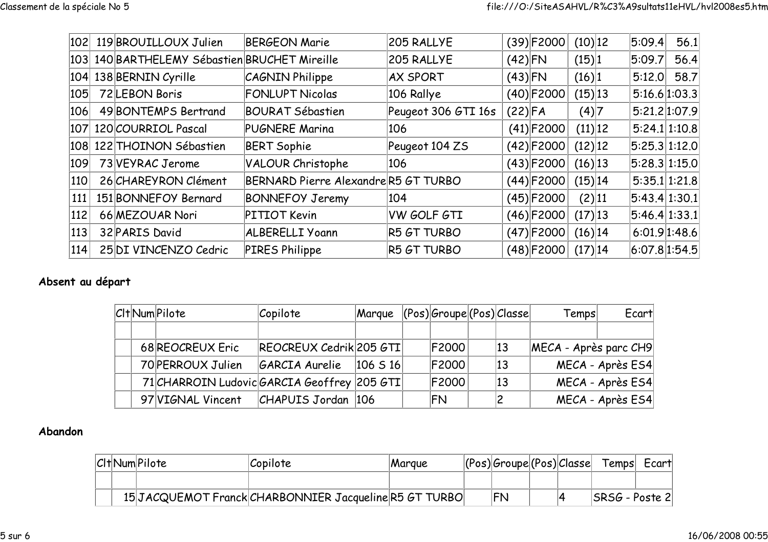| | | | | | | | | | |
|---|---|---|---|---|---|---|---|---|---|
| 102 | 119 | BROUILLOUX Julien | BERGEON Marie | 205 RALLYE | (39) | F2000 | (10) | 12 | 5:09.4 | 56.1 |
| 103 | 140 | BARTHELEMY Sébastien | BRUCHET Mireille | 205 RALLYE | (42) | FN | (15) | 1 | 5:09.7 | 56.4 |
| 104 | 138 | BERNIN Cyrille | CAGNIN Philippe | AX SPORT | (43) | FN | (16) | 1 | 5:12.0 | 58.7 |
| 105 | 72 | LEBON Boris | FONLUPT Nicolas | 106 Rallye | (40) | F2000 | (15) | 13 | 5:16.6 | 1:03.3 |
| 106 | 49 | BONTEMPS Bertrand | BOURAT Sébastien | Peugeot 306 GTI 16s | (22) | FA | (4) | 7 | 5:21.2 | 1:07.9 |
| 107 | 120 | COURRIOL Pascal | PUGNERE Marina | 106 | (41) | F2000 | (11) | 12 | 5:24.1 | 1:10.8 |
| 108 | 122 | THOINON Sébastien | BERT Sophie | Peugeot 104 ZS | (42) | F2000 | (12) | 12 | 5:25.3 | 1:12.0 |
| 109 | 73 | VEYRAC Jerome | VALOUR Christophe | 106 | (43) | F2000 | (16) | 13 | 5:28.3 | 1:15.0 |
| 110 | 26 | CHAREYRON Clément | BERNARD Pierre Alexandre | R5 GT TURBO | (44) | F2000 | (15) | 14 | 5:35.1 | 1:21.8 |
| 111 | 151 | BONNEFOY Bernard | BONNEFOY Jeremy | 104 | (45) | F2000 | (2) | 11 | 5:43.4 | 1:30.1 |
| 112 | 66 | MEZOUAR Nori | PITIOT Kevin | VW GOLF GTI | (46) | F2000 | (17) | 13 | 5:46.4 | 1:33.1 |
| 113 | 32 | PARIS David | ALBERELLI Yoann | R5 GT TURBO | (47) | F2000 | (16) | 14 | 6:01.9 | 1:48.6 |
| 114 | 25 | DI VINCENZO Cedric | PIRES Philippe | R5 GT TURBO | (48) | F2000 | (17) | 14 | 6:07.8 | 1:54.5 |

**Absent au départ**

| Clt | Num | Pilote | Copilote | Marque | (Pos) | Groupe | (Pos) | Classe | Temps | Ecart |
|---|---|---|---|---|---|---|---|---|---|---|
| | | | | | | | | | | |
| | 68 | REOCREUX Eric | REOCREUX Cedrik | 205 GTI | | F2000 | | 13 | MECA - Après parc CH9 | |
| | 70 | PERROUX Julien | GARCIA Aurelie | 106 S 16 | | F2000 | | 13 | MECA - Après ES4 | |
| | 71 | CHARROIN Ludovic | GARCIA Geoffrey | 205 GTI | | F2000 | | 13 | MECA - Après ES4 | |
| | 97 | VIGNAL Vincent | CHAPUIS Jordan | 106 | | FN | | 2 | MECA - Après ES4 | |

**Abandon**

| Clt | Num | Pilote | Copilote | Marque | (Pos) | Groupe | (Pos) | Classe | Temps | Ecart |
|---|---|---|---|---|---|---|---|---|---|---|
| | | | | | | | | | | |
| | 15 | JACQUEMOT Franck | CHARBONNIER Jacqueline | R5 GT TURBO | | FN | | 4 | SRSG - Poste 2 | |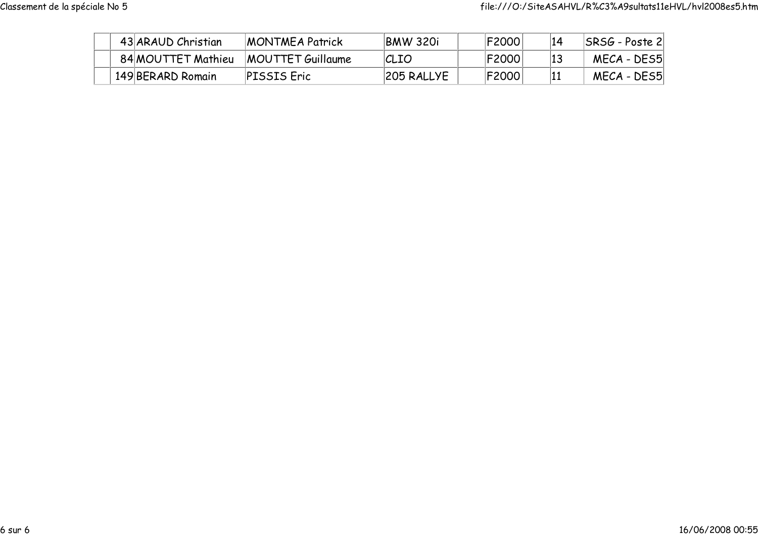| | | | | | | | | |
|---|---|---|---|---|---|---|---|---|
| | 43 | ARAUD Christian | MONTMEA Patrick | BMW 320i | | F2000 | 14 | SRSG - Poste 2 |
| | 84 | MOUTTET Mathieu | MOUTTET Guillaume | CLIO | | F2000 | 13 | MECA - DES5 |
| | 149 | BERARD Romain | PISSIS Eric | 205 RALLYE | | F2000 | 11 | MECA - DES5 |